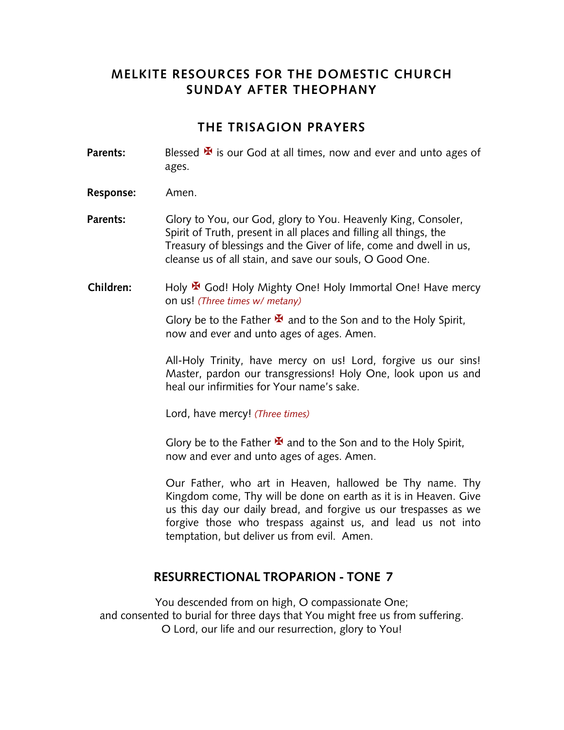# MELKITE RESOURCES FOR THE DOMESTIC CHURCH
# SUNDAY AFTER THEOPHANY

## THE TRISAGION PRAYERS

**Parents:** Blessed ✠ is our God at all times, now and ever and unto ages of ages.

**Response:** Amen.

**Parents:** Glory to You, our God, glory to You. Heavenly King, Consoler, Spirit of Truth, present in all places and filling all things, the Treasury of blessings and the Giver of life, come and dwell in us, cleanse us of all stain, and save our souls, O Good One.

**Children:** Holy ✠ God! Holy Mighty One! Holy Immortal One! Have mercy on us! *(Three times w/ metany)*

Glory be to the Father ✠ and to the Son and to the Holy Spirit, now and ever and unto ages of ages. Amen.

All-Holy Trinity, have mercy on us! Lord, forgive us our sins! Master, pardon our transgressions! Holy One, look upon us and heal our infirmities for Your name's sake.

Lord, have mercy! *(Three times)*

Glory be to the Father ✠ and to the Son and to the Holy Spirit, now and ever and unto ages of ages. Amen.

Our Father, who art in Heaven, hallowed be Thy name. Thy Kingdom come, Thy will be done on earth as it is in Heaven. Give us this day our daily bread, and forgive us our trespasses as we forgive those who trespass against us, and lead us not into temptation, but deliver us from evil. Amen.

## RESURRECTIONAL TROPARION - TONE 7

You descended from on high, O compassionate One;
and consented to burial for three days that You might free us from suffering.
O Lord, our life and our resurrection, glory to You!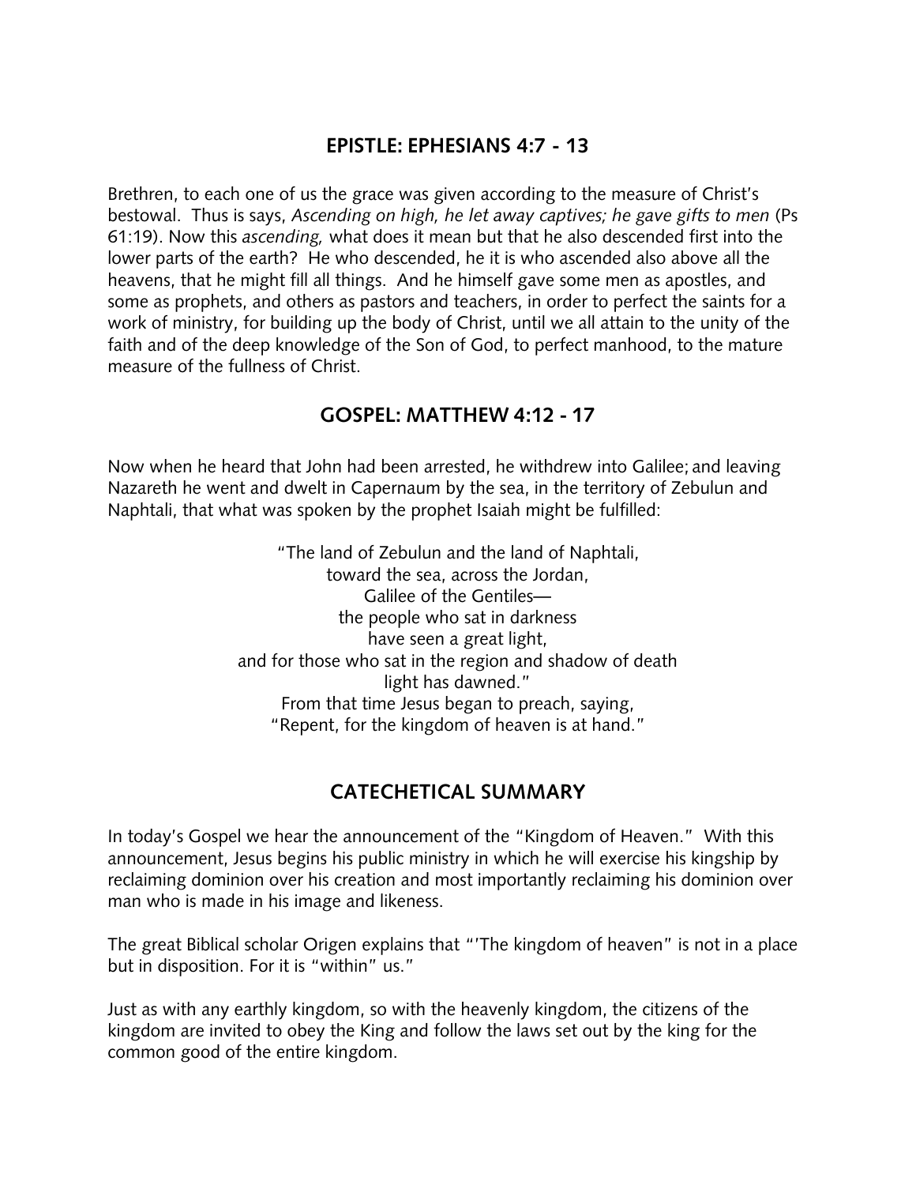## EPISTLE: EPHESIANS 4:7 - 13

Brethren, to each one of us the grace was given according to the measure of Christ's bestowal. Thus is says, *Ascending on high, he let away captives; he gave gifts to men* (Ps 61:19). Now this *ascending,* what does it mean but that he also descended first into the lower parts of the earth? He who descended, he it is who ascended also above all the heavens, that he might fill all things. And he himself gave some men as apostles, and some as prophets, and others as pastors and teachers, in order to perfect the saints for a work of ministry, for building up the body of Christ, until we all attain to the unity of the faith and of the deep knowledge of the Son of God, to perfect manhood, to the mature measure of the fullness of Christ.

## GOSPEL: MATTHEW 4:12 - 17

Now when he heard that John had been arrested, he withdrew into Galilee; and leaving Nazareth he went and dwelt in Capernaum by the sea, in the territory of Zebulun and Naphtali, that what was spoken by the prophet Isaiah might be fulfilled:

"The land of Zebulun and the land of Naphtali,
toward the sea, across the Jordan,
Galilee of the Gentiles—
the people who sat in darkness
have seen a great light,
and for those who sat in the region and shadow of death
light has dawned."
From that time Jesus began to preach, saying,
"Repent, for the kingdom of heaven is at hand."

## CATECHETICAL SUMMARY

In today's Gospel we hear the announcement of the "Kingdom of Heaven." With this announcement, Jesus begins his public ministry in which he will exercise his kingship by reclaiming dominion over his creation and most importantly reclaiming his dominion over man who is made in his image and likeness.

The great Biblical scholar Origen explains that "'The kingdom of heaven" is not in a place but in disposition. For it is "within" us."

Just as with any earthly kingdom, so with the heavenly kingdom, the citizens of the kingdom are invited to obey the King and follow the laws set out by the king for the common good of the entire kingdom.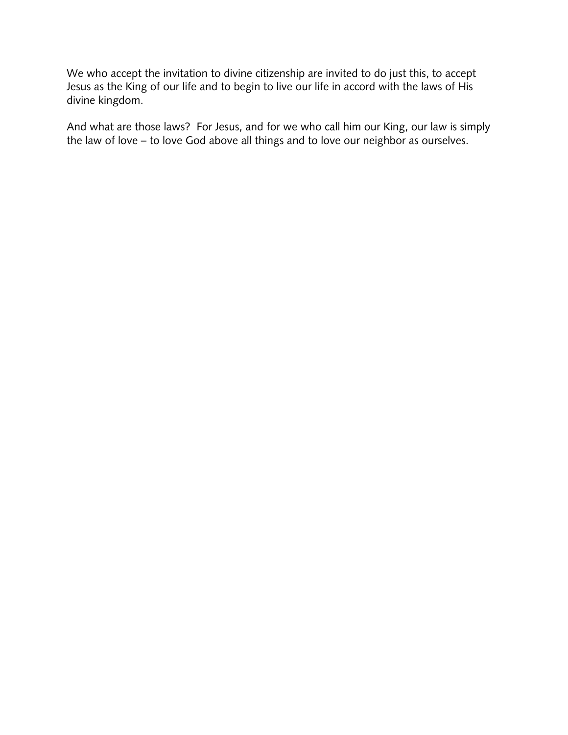We who accept the invitation to divine citizenship are invited to do just this, to accept Jesus as the King of our life and to begin to live our life in accord with the laws of His divine kingdom.

And what are those laws? For Jesus, and for we who call him our King, our law is simply the law of love – to love God above all things and to love our neighbor as ourselves.